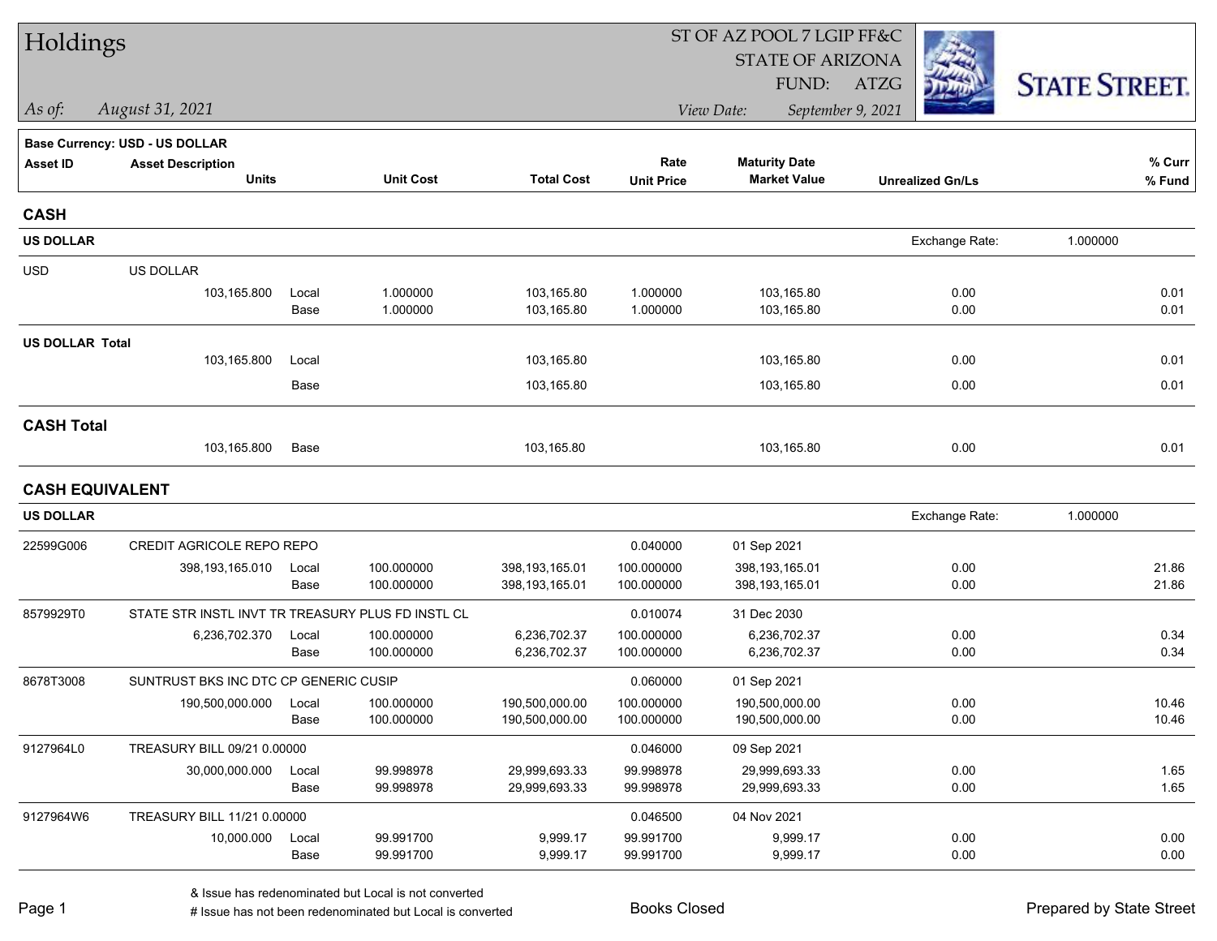# Holdings

ST OF AZ POOL 7 LGIP FF&C
STATE OF ARIZONA
FUND: ATZG

*As of: August 31, 2021*

*View Date: September 9, 2021*

STATE STREET

**Base Currency: USD - US DOLLAR**

| Asset ID | Asset Description / Units | | Unit Cost | Total Cost | Rate / Unit Price | Maturity Date / Market Value | Unrealized Gn/Ls | % Curr / % Fund |
|---|---|---|---|---|---|---|---|---|
| **CASH** | | | | | | | | |
| **US DOLLAR** | | | | | | | Exchange Rate: 1.000000 | |
| USD | US DOLLAR | | | | | | | |
| | 103,165.800 | Local | 1.000000 | 103,165.80 | 1.000000 | 103,165.80 | 0.00 | 0.01 |
| | | Base | 1.000000 | 103,165.80 | 1.000000 | 103,165.80 | 0.00 | 0.01 |
| **US DOLLAR Total** | 103,165.800 | Local | | 103,165.80 | | 103,165.80 | 0.00 | 0.01 |
| | | Base | | 103,165.80 | | 103,165.80 | 0.00 | 0.01 |
| **CASH Total** | 103,165.800 | Base | | 103,165.80 | | 103,165.80 | 0.00 | 0.01 |
| **CASH EQUIVALENT** | | | | | | | | |
| **US DOLLAR** | | | | | | | Exchange Rate: 1.000000 | |
| 22599G006 | CREDIT AGRICOLE REPO REPO | | | | 0.040000 | 01 Sep 2021 | | |
| | 398,193,165.010 | Local | 100.000000 | 398,193,165.01 | 100.000000 | 398,193,165.01 | 0.00 | 21.86 |
| | | Base | 100.000000 | 398,193,165.01 | 100.000000 | 398,193,165.01 | 0.00 | 21.86 |
| 8579929T0 | STATE STR INSTL INVT TR TREASURY PLUS FD INSTL CL | | | | 0.010074 | 31 Dec 2030 | | |
| | 6,236,702.370 | Local | 100.000000 | 6,236,702.37 | 100.000000 | 6,236,702.37 | 0.00 | 0.34 |
| | | Base | 100.000000 | 6,236,702.37 | 100.000000 | 6,236,702.37 | 0.00 | 0.34 |
| 8678T3008 | SUNTRUST BKS INC DTC CP GENERIC CUSIP | | | | 0.060000 | 01 Sep 2021 | | |
| | 190,500,000.000 | Local | 100.000000 | 190,500,000.00 | 100.000000 | 190,500,000.00 | 0.00 | 10.46 |
| | | Base | 100.000000 | 190,500,000.00 | 100.000000 | 190,500,000.00 | 0.00 | 10.46 |
| 9127964L0 | TREASURY BILL 09/21 0.00000 | | | | 0.046000 | 09 Sep 2021 | | |
| | 30,000,000.000 | Local | 99.998978 | 29,999,693.33 | 99.998978 | 29,999,693.33 | 0.00 | 1.65 |
| | | Base | 99.998978 | 29,999,693.33 | 99.998978 | 29,999,693.33 | 0.00 | 1.65 |
| 9127964W6 | TREASURY BILL 11/21 0.00000 | | | | 0.046500 | 04 Nov 2021 | | |
| | 10,000.000 | Local | 99.991700 | 9,999.17 | 99.991700 | 9,999.17 | 0.00 | 0.00 |
| | | Base | 99.991700 | 9,999.17 | 99.991700 | 9,999.17 | 0.00 | 0.00 |

& Issue has redenominated but Local is not converted
# Issue has not been redenominated but Local is converted

Books Closed

Prepared by State Street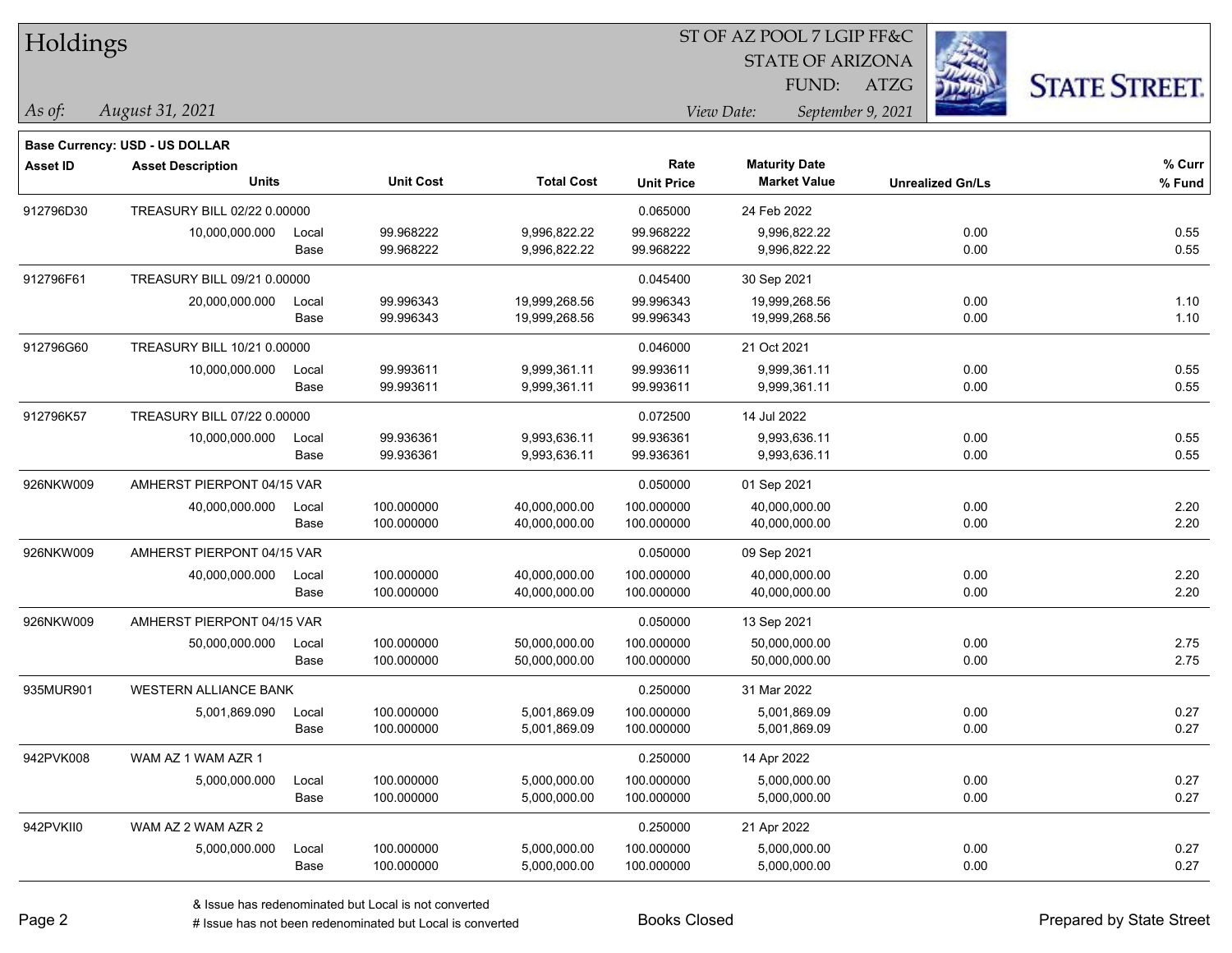# Holdings

ST OF AZ POOL 7 LGIP FF&C
STATE OF ARIZONA
FUND: ATZG

*As of:* *August 31, 2021*

*View Date:* *September 9, 2021*

**STATE STREET.**

**Base Currency: USD - US DOLLAR**

| Asset ID | Asset Description / Units | | Unit Cost | Total Cost | Rate / Unit Price | Maturity Date / Market Value | Unrealized Gn/Ls | % Curr / % Fund |
|---|---|---|---|---|---|---|---|---|
| 912796D30 | TREASURY BILL 02/22 0.00000 | | | | 0.065000 | 24 Feb 2022 | | |
| | 10,000,000.000 | Local | 99.968222 | 9,996,822.22 | 99.968222 | 9,996,822.22 | 0.00 | 0.55 |
| | | Base | 99.968222 | 9,996,822.22 | 99.968222 | 9,996,822.22 | 0.00 | 0.55 |
| 912796F61 | TREASURY BILL 09/21 0.00000 | | | | 0.045400 | 30 Sep 2021 | | |
| | 20,000,000.000 | Local | 99.996343 | 19,999,268.56 | 99.996343 | 19,999,268.56 | 0.00 | 1.10 |
| | | Base | 99.996343 | 19,999,268.56 | 99.996343 | 19,999,268.56 | 0.00 | 1.10 |
| 912796G60 | TREASURY BILL 10/21 0.00000 | | | | 0.046000 | 21 Oct 2021 | | |
| | 10,000,000.000 | Local | 99.993611 | 9,999,361.11 | 99.993611 | 9,999,361.11 | 0.00 | 0.55 |
| | | Base | 99.993611 | 9,999,361.11 | 99.993611 | 9,999,361.11 | 0.00 | 0.55 |
| 912796K57 | TREASURY BILL 07/22 0.00000 | | | | 0.072500 | 14 Jul 2022 | | |
| | 10,000,000.000 | Local | 99.936361 | 9,993,636.11 | 99.936361 | 9,993,636.11 | 0.00 | 0.55 |
| | | Base | 99.936361 | 9,993,636.11 | 99.936361 | 9,993,636.11 | 0.00 | 0.55 |
| 926NKW009 | AMHERST PIERPONT 04/15 VAR | | | | 0.050000 | 01 Sep 2021 | | |
| | 40,000,000.000 | Local | 100.000000 | 40,000,000.00 | 100.000000 | 40,000,000.00 | 0.00 | 2.20 |
| | | Base | 100.000000 | 40,000,000.00 | 100.000000 | 40,000,000.00 | 0.00 | 2.20 |
| 926NKW009 | AMHERST PIERPONT 04/15 VAR | | | | 0.050000 | 09 Sep 2021 | | |
| | 40,000,000.000 | Local | 100.000000 | 40,000,000.00 | 100.000000 | 40,000,000.00 | 0.00 | 2.20 |
| | | Base | 100.000000 | 40,000,000.00 | 100.000000 | 40,000,000.00 | 0.00 | 2.20 |
| 926NKW009 | AMHERST PIERPONT 04/15 VAR | | | | 0.050000 | 13 Sep 2021 | | |
| | 50,000,000.000 | Local | 100.000000 | 50,000,000.00 | 100.000000 | 50,000,000.00 | 0.00 | 2.75 |
| | | Base | 100.000000 | 50,000,000.00 | 100.000000 | 50,000,000.00 | 0.00 | 2.75 |
| 935MUR901 | WESTERN ALLIANCE BANK | | | | 0.250000 | 31 Mar 2022 | | |
| | 5,001,869.090 | Local | 100.000000 | 5,001,869.09 | 100.000000 | 5,001,869.09 | 0.00 | 0.27 |
| | | Base | 100.000000 | 5,001,869.09 | 100.000000 | 5,001,869.09 | 0.00 | 0.27 |
| 942PVK008 | WAM AZ 1 WAM AZR 1 | | | | 0.250000 | 14 Apr 2022 | | |
| | 5,000,000.000 | Local | 100.000000 | 5,000,000.00 | 100.000000 | 5,000,000.00 | 0.00 | 0.27 |
| | | Base | 100.000000 | 5,000,000.00 | 100.000000 | 5,000,000.00 | 0.00 | 0.27 |
| 942PVKII0 | WAM AZ 2 WAM AZR 2 | | | | 0.250000 | 21 Apr 2022 | | |
| | 5,000,000.000 | Local | 100.000000 | 5,000,000.00 | 100.000000 | 5,000,000.00 | 0.00 | 0.27 |
| | | Base | 100.000000 | 5,000,000.00 | 100.000000 | 5,000,000.00 | 0.00 | 0.27 |

& Issue has redenominated but Local is not converted
# Issue has not been redenominated but Local is converted

Books Closed

Prepared by State Street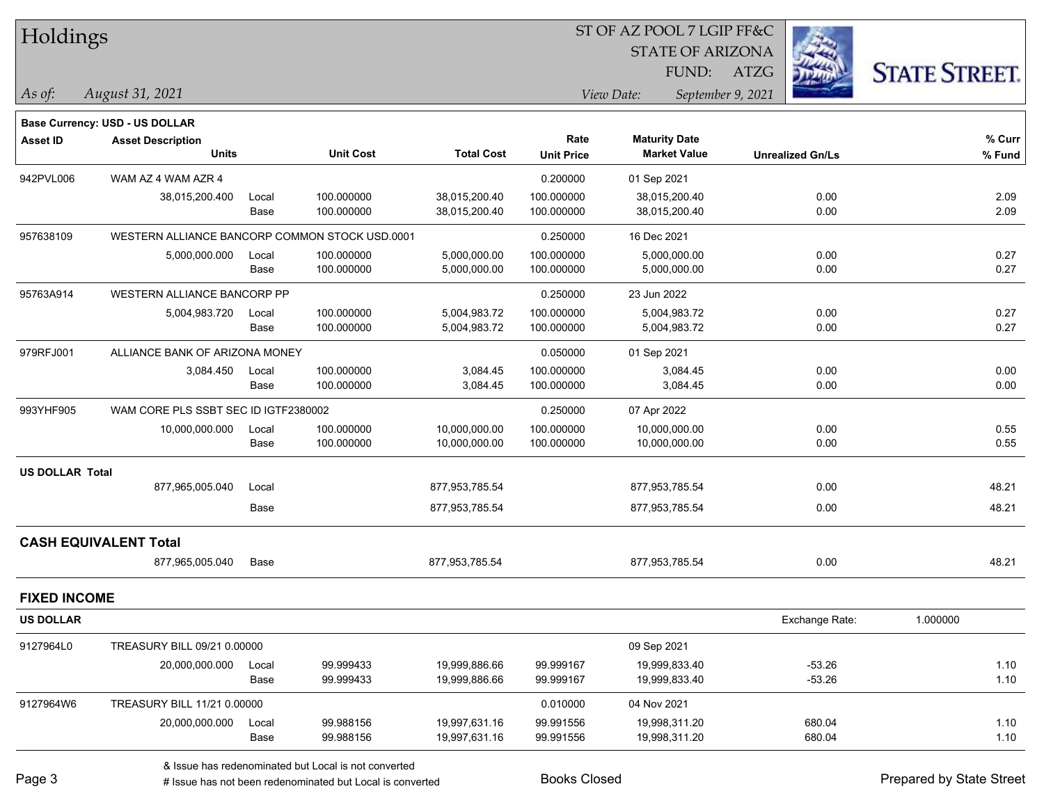# Holdings

ST OF AZ POOL 7 LGIP FF&C
STATE OF ARIZONA
FUND: ATZG

*As of: August 31, 2021*
*View Date: September 9, 2021*

**Base Currency: USD - US DOLLAR**

| Asset ID | Asset Description / Units | | Unit Cost | Total Cost | Rate / Unit Price | Maturity Date / Market Value | Unrealized Gn/Ls | % Curr / % Fund |
|---|---|---|---|---|---|---|---|---|
| 942PVL006 | WAM AZ 4 WAM AZR 4 | | | | 0.200000 | 01 Sep 2021 | | |
| | 38,015,200.400 | Local | 100.000000 | 38,015,200.40 | 100.000000 | 38,015,200.40 | 0.00 | 2.09 |
| | | Base | 100.000000 | 38,015,200.40 | 100.000000 | 38,015,200.40 | 0.00 | 2.09 |
| 957638109 | WESTERN ALLIANCE BANCORP COMMON STOCK USD.0001 | | | | 0.250000 | 16 Dec 2021 | | |
| | 5,000,000.000 | Local | 100.000000 | 5,000,000.00 | 100.000000 | 5,000,000.00 | 0.00 | 0.27 |
| | | Base | 100.000000 | 5,000,000.00 | 100.000000 | 5,000,000.00 | 0.00 | 0.27 |
| 95763A914 | WESTERN ALLIANCE BANCORP PP | | | | 0.250000 | 23 Jun 2022 | | |
| | 5,004,983.720 | Local | 100.000000 | 5,004,983.72 | 100.000000 | 5,004,983.72 | 0.00 | 0.27 |
| | | Base | 100.000000 | 5,004,983.72 | 100.000000 | 5,004,983.72 | 0.00 | 0.27 |
| 979RFJ001 | ALLIANCE BANK OF ARIZONA MONEY | | | | 0.050000 | 01 Sep 2021 | | |
| | 3,084.450 | Local | 100.000000 | 3,084.45 | 100.000000 | 3,084.45 | 0.00 | 0.00 |
| | | Base | 100.000000 | 3,084.45 | 100.000000 | 3,084.45 | 0.00 | 0.00 |
| 993YHF905 | WAM CORE PLS SSBT SEC ID IGTF2380002 | | | | 0.250000 | 07 Apr 2022 | | |
| | 10,000,000.000 | Local | 100.000000 | 10,000,000.00 | 100.000000 | 10,000,000.00 | 0.00 | 0.55 |
| | | Base | 100.000000 | 10,000,000.00 | 100.000000 | 10,000,000.00 | 0.00 | 0.55 |
| **US DOLLAR Total** | | | | | | | | |
| | 877,965,005.040 | Local | | 877,953,785.54 | | 877,953,785.54 | 0.00 | 48.21 |
| | | Base | | 877,953,785.54 | | 877,953,785.54 | 0.00 | 48.21 |
| **CASH EQUIVALENT Total** | | | | | | | | |
| | 877,965,005.040 | Base | | 877,953,785.54 | | 877,953,785.54 | 0.00 | 48.21 |

## FIXED INCOME

**US DOLLAR** — Exchange Rate: 1.000000

| Asset ID | Asset Description / Units | | Unit Cost | Total Cost | Rate / Unit Price | Maturity Date / Market Value | Unrealized Gn/Ls | % Curr / % Fund |
|---|---|---|---|---|---|---|---|---|
| 9127964L0 | TREASURY BILL 09/21 0.00000 | | | | | 09 Sep 2021 | | |
| | 20,000,000.000 | Local | 99.999433 | 19,999,886.66 | 99.999167 | 19,999,833.40 | -53.26 | 1.10 |
| | | Base | 99.999433 | 19,999,886.66 | 99.999167 | 19,999,833.40 | -53.26 | 1.10 |
| 9127964W6 | TREASURY BILL 11/21 0.00000 | | | | 0.010000 | 04 Nov 2021 | | |
| | 20,000,000.000 | Local | 99.988156 | 19,997,631.16 | 99.991556 | 19,998,311.20 | 680.04 | 1.10 |
| | | Base | 99.988156 | 19,997,631.16 | 99.991556 | 19,998,311.20 | 680.04 | 1.10 |

& Issue has redenominated but Local is not converted
# Issue has not been redenominated but Local is converted

Books Closed

Prepared by State Street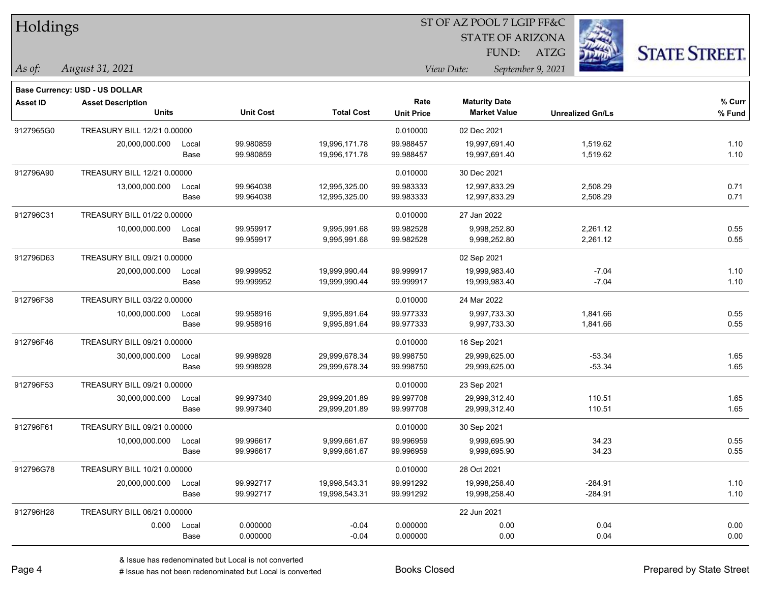# Holdings

ST OF AZ POOL 7 LGIP FF&C
STATE OF ARIZONA
FUND: ATZG

*As of:* *August 31, 2021*

*View Date:* *September 9, 2021*

**Base Currency: USD - US DOLLAR**

| Asset ID | Asset Description / Units | | Unit Cost | Total Cost | Rate / Unit Price | Maturity Date / Market Value | Unrealized Gn/Ls | % Curr / % Fund |
|---|---|---|---|---|---|---|---|---|
| 9127965G0 | TREASURY BILL 12/21 0.00000 | | | | 0.010000 | 02 Dec 2021 | | |
| | 20,000,000.000 | Local | 99.980859 | 19,996,171.78 | 99.988457 | 19,997,691.40 | 1,519.62 | 1.10 |
| | | Base | 99.980859 | 19,996,171.78 | 99.988457 | 19,997,691.40 | 1,519.62 | 1.10 |
| 912796A90 | TREASURY BILL 12/21 0.00000 | | | | 0.010000 | 30 Dec 2021 | | |
| | 13,000,000.000 | Local | 99.964038 | 12,995,325.00 | 99.983333 | 12,997,833.29 | 2,508.29 | 0.71 |
| | | Base | 99.964038 | 12,995,325.00 | 99.983333 | 12,997,833.29 | 2,508.29 | 0.71 |
| 912796C31 | TREASURY BILL 01/22 0.00000 | | | | 0.010000 | 27 Jan 2022 | | |
| | 10,000,000.000 | Local | 99.959917 | 9,995,991.68 | 99.982528 | 9,998,252.80 | 2,261.12 | 0.55 |
| | | Base | 99.959917 | 9,995,991.68 | 99.982528 | 9,998,252.80 | 2,261.12 | 0.55 |
| 912796D63 | TREASURY BILL 09/21 0.00000 | | | | | 02 Sep 2021 | | |
| | 20,000,000.000 | Local | 99.999952 | 19,999,990.44 | 99.999917 | 19,999,983.40 | -7.04 | 1.10 |
| | | Base | 99.999952 | 19,999,990.44 | 99.999917 | 19,999,983.40 | -7.04 | 1.10 |
| 912796F38 | TREASURY BILL 03/22 0.00000 | | | | 0.010000 | 24 Mar 2022 | | |
| | 10,000,000.000 | Local | 99.958916 | 9,995,891.64 | 99.977333 | 9,997,733.30 | 1,841.66 | 0.55 |
| | | Base | 99.958916 | 9,995,891.64 | 99.977333 | 9,997,733.30 | 1,841.66 | 0.55 |
| 912796F46 | TREASURY BILL 09/21 0.00000 | | | | 0.010000 | 16 Sep 2021 | | |
| | 30,000,000.000 | Local | 99.998928 | 29,999,678.34 | 99.998750 | 29,999,625.00 | -53.34 | 1.65 |
| | | Base | 99.998928 | 29,999,678.34 | 99.998750 | 29,999,625.00 | -53.34 | 1.65 |
| 912796F53 | TREASURY BILL 09/21 0.00000 | | | | 0.010000 | 23 Sep 2021 | | |
| | 30,000,000.000 | Local | 99.997340 | 29,999,201.89 | 99.997708 | 29,999,312.40 | 110.51 | 1.65 |
| | | Base | 99.997340 | 29,999,201.89 | 99.997708 | 29,999,312.40 | 110.51 | 1.65 |
| 912796F61 | TREASURY BILL 09/21 0.00000 | | | | 0.010000 | 30 Sep 2021 | | |
| | 10,000,000.000 | Local | 99.996617 | 9,999,661.67 | 99.996959 | 9,999,695.90 | 34.23 | 0.55 |
| | | Base | 99.996617 | 9,999,661.67 | 99.996959 | 9,999,695.90 | 34.23 | 0.55 |
| 912796G78 | TREASURY BILL 10/21 0.00000 | | | | 0.010000 | 28 Oct 2021 | | |
| | 20,000,000.000 | Local | 99.992717 | 19,998,543.31 | 99.991292 | 19,998,258.40 | -284.91 | 1.10 |
| | | Base | 99.992717 | 19,998,543.31 | 99.991292 | 19,998,258.40 | -284.91 | 1.10 |
| 912796H28 | TREASURY BILL 06/21 0.00000 | | | | | 22 Jun 2021 | | |
| | 0.000 | Local | 0.000000 | -0.04 | 0.000000 | 0.00 | 0.04 | 0.00 |
| | | Base | 0.000000 | -0.04 | 0.000000 | 0.00 | 0.04 | 0.00 |

& Issue has redenominated but Local is not converted
# Issue has not been redenominated but Local is converted

Books Closed

Prepared by State Street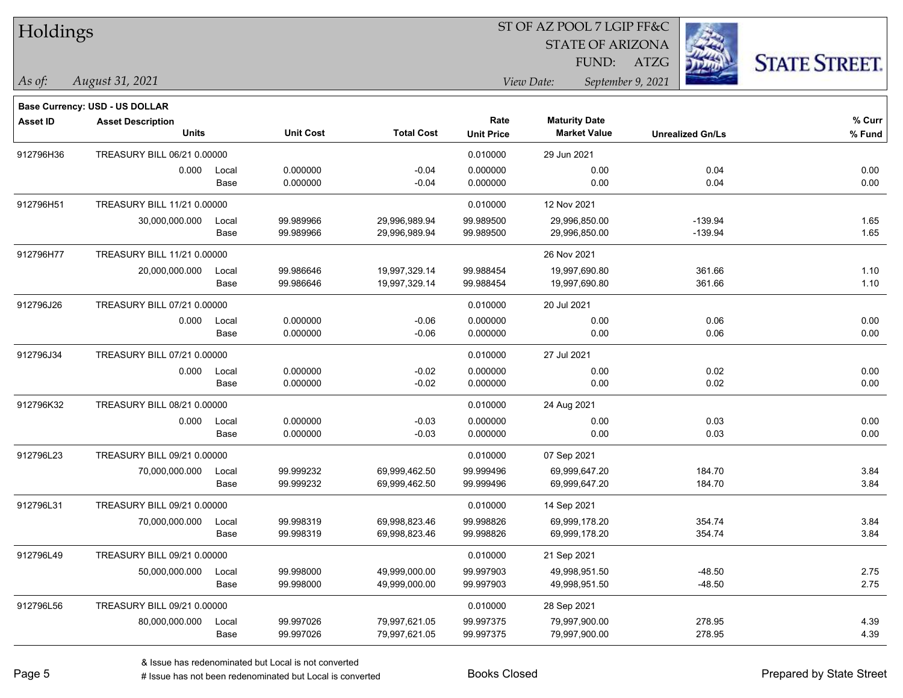# Holdings

ST OF AZ POOL 7 LGIP FF&C
STATE OF ARIZONA
FUND: ATZG

*As of:* *August 31, 2021*

*View Date:* *September 9, 2021*

**Base Currency: USD - US DOLLAR**

| Asset ID | Asset Description / Units | | Unit Cost | Total Cost | Rate / Unit Price | Maturity Date / Market Value | Unrealized Gn/Ls | % Curr / % Fund |
|---|---|---|---|---|---|---|---|---|
| 912796H36 | TREASURY BILL 06/21 0.00000 | | | | 0.010000 | 29 Jun 2021 | | |
| | 0.000 | Local | 0.000000 | -0.04 | 0.000000 | 0.00 | 0.04 | 0.00 |
| | | Base | 0.000000 | -0.04 | 0.000000 | 0.00 | 0.04 | 0.00 |
| 912796H51 | TREASURY BILL 11/21 0.00000 | | | | 0.010000 | 12 Nov 2021 | | |
| | 30,000,000.000 | Local | 99.989966 | 29,996,989.94 | 99.989500 | 29,996,850.00 | -139.94 | 1.65 |
| | | Base | 99.989966 | 29,996,989.94 | 99.989500 | 29,996,850.00 | -139.94 | 1.65 |
| 912796H77 | TREASURY BILL 11/21 0.00000 | | | | | 26 Nov 2021 | | |
| | 20,000,000.000 | Local | 99.986646 | 19,997,329.14 | 99.988454 | 19,997,690.80 | 361.66 | 1.10 |
| | | Base | 99.986646 | 19,997,329.14 | 99.988454 | 19,997,690.80 | 361.66 | 1.10 |
| 912796J26 | TREASURY BILL 07/21 0.00000 | | | | 0.010000 | 20 Jul 2021 | | |
| | 0.000 | Local | 0.000000 | -0.06 | 0.000000 | 0.00 | 0.06 | 0.00 |
| | | Base | 0.000000 | -0.06 | 0.000000 | 0.00 | 0.06 | 0.00 |
| 912796J34 | TREASURY BILL 07/21 0.00000 | | | | 0.010000 | 27 Jul 2021 | | |
| | 0.000 | Local | 0.000000 | -0.02 | 0.000000 | 0.00 | 0.02 | 0.00 |
| | | Base | 0.000000 | -0.02 | 0.000000 | 0.00 | 0.02 | 0.00 |
| 912796K32 | TREASURY BILL 08/21 0.00000 | | | | 0.010000 | 24 Aug 2021 | | |
| | 0.000 | Local | 0.000000 | -0.03 | 0.000000 | 0.00 | 0.03 | 0.00 |
| | | Base | 0.000000 | -0.03 | 0.000000 | 0.00 | 0.03 | 0.00 |
| 912796L23 | TREASURY BILL 09/21 0.00000 | | | | 0.010000 | 07 Sep 2021 | | |
| | 70,000,000.000 | Local | 99.999232 | 69,999,462.50 | 99.999496 | 69,999,647.20 | 184.70 | 3.84 |
| | | Base | 99.999232 | 69,999,462.50 | 99.999496 | 69,999,647.20 | 184.70 | 3.84 |
| 912796L31 | TREASURY BILL 09/21 0.00000 | | | | 0.010000 | 14 Sep 2021 | | |
| | 70,000,000.000 | Local | 99.998319 | 69,998,823.46 | 99.998826 | 69,999,178.20 | 354.74 | 3.84 |
| | | Base | 99.998319 | 69,998,823.46 | 99.998826 | 69,999,178.20 | 354.74 | 3.84 |
| 912796L49 | TREASURY BILL 09/21 0.00000 | | | | 0.010000 | 21 Sep 2021 | | |
| | 50,000,000.000 | Local | 99.998000 | 49,999,000.00 | 99.997903 | 49,998,951.50 | -48.50 | 2.75 |
| | | Base | 99.998000 | 49,999,000.00 | 99.997903 | 49,998,951.50 | -48.50 | 2.75 |
| 912796L56 | TREASURY BILL 09/21 0.00000 | | | | 0.010000 | 28 Sep 2021 | | |
| | 80,000,000.000 | Local | 99.997026 | 79,997,621.05 | 99.997375 | 79,997,900.00 | 278.95 | 4.39 |
| | | Base | 99.997026 | 79,997,621.05 | 99.997375 | 79,997,900.00 | 278.95 | 4.39 |

& Issue has redenominated but Local is not converted
# Issue has not been redenominated but Local is converted

Books Closed

Prepared by State Street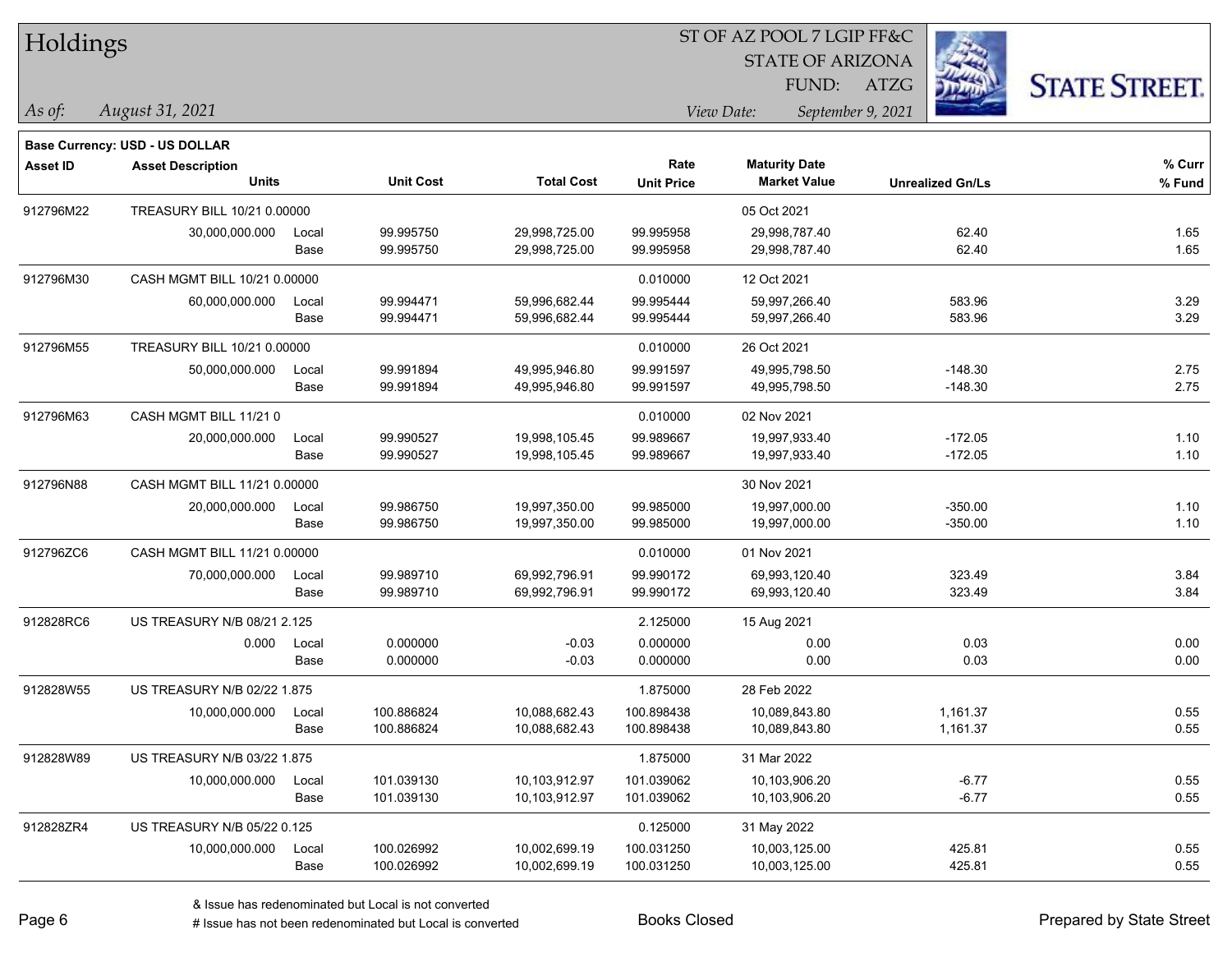# Holdings

ST OF AZ POOL 7 LGIP FF&C
STATE OF ARIZONA
FUND: ATZG

*As of:* *August 31, 2021*

*View Date:* *September 9, 2021*

**Base Currency: USD - US DOLLAR**

| Asset ID | Asset Description / Units | | Unit Cost | Total Cost | Rate / Unit Price | Maturity Date / Market Value | Unrealized Gn/Ls | % Curr / % Fund |
|---|---|---|---|---|---|---|---|---|
| 912796M22 | TREASURY BILL 10/21 0.00000 | | | | | 05 Oct 2021 | | |
| | 30,000,000.000 | Local | 99.995750 | 29,998,725.00 | 99.995958 | 29,998,787.40 | 62.40 | 1.65 |
| | | Base | 99.995750 | 29,998,725.00 | 99.995958 | 29,998,787.40 | 62.40 | 1.65 |
| 912796M30 | CASH MGMT BILL 10/21 0.00000 | | | | 0.010000 | 12 Oct 2021 | | |
| | 60,000,000.000 | Local | 99.994471 | 59,996,682.44 | 99.995444 | 59,997,266.40 | 583.96 | 3.29 |
| | | Base | 99.994471 | 59,996,682.44 | 99.995444 | 59,997,266.40 | 583.96 | 3.29 |
| 912796M55 | TREASURY BILL 10/21 0.00000 | | | | 0.010000 | 26 Oct 2021 | | |
| | 50,000,000.000 | Local | 99.991894 | 49,995,946.80 | 99.991597 | 49,995,798.50 | -148.30 | 2.75 |
| | | Base | 99.991894 | 49,995,946.80 | 99.991597 | 49,995,798.50 | -148.30 | 2.75 |
| 912796M63 | CASH MGMT BILL 11/21 0 | | | | 0.010000 | 02 Nov 2021 | | |
| | 20,000,000.000 | Local | 99.990527 | 19,998,105.45 | 99.989667 | 19,997,933.40 | -172.05 | 1.10 |
| | | Base | 99.990527 | 19,998,105.45 | 99.989667 | 19,997,933.40 | -172.05 | 1.10 |
| 912796N88 | CASH MGMT BILL 11/21 0.00000 | | | | | 30 Nov 2021 | | |
| | 20,000,000.000 | Local | 99.986750 | 19,997,350.00 | 99.985000 | 19,997,000.00 | -350.00 | 1.10 |
| | | Base | 99.986750 | 19,997,350.00 | 99.985000 | 19,997,000.00 | -350.00 | 1.10 |
| 912796ZC6 | CASH MGMT BILL 11/21 0.00000 | | | | 0.010000 | 01 Nov 2021 | | |
| | 70,000,000.000 | Local | 99.989710 | 69,992,796.91 | 99.990172 | 69,993,120.40 | 323.49 | 3.84 |
| | | Base | 99.989710 | 69,992,796.91 | 99.990172 | 69,993,120.40 | 323.49 | 3.84 |
| 912828RC6 | US TREASURY N/B 08/21 2.125 | | | | 2.125000 | 15 Aug 2021 | | |
| | 0.000 | Local | 0.000000 | -0.03 | 0.000000 | 0.00 | 0.03 | 0.00 |
| | | Base | 0.000000 | -0.03 | 0.000000 | 0.00 | 0.03 | 0.00 |
| 912828W55 | US TREASURY N/B 02/22 1.875 | | | | 1.875000 | 28 Feb 2022 | | |
| | 10,000,000.000 | Local | 100.886824 | 10,088,682.43 | 100.898438 | 10,089,843.80 | 1,161.37 | 0.55 |
| | | Base | 100.886824 | 10,088,682.43 | 100.898438 | 10,089,843.80 | 1,161.37 | 0.55 |
| 912828W89 | US TREASURY N/B 03/22 1.875 | | | | 1.875000 | 31 Mar 2022 | | |
| | 10,000,000.000 | Local | 101.039130 | 10,103,912.97 | 101.039062 | 10,103,906.20 | -6.77 | 0.55 |
| | | Base | 101.039130 | 10,103,912.97 | 101.039062 | 10,103,906.20 | -6.77 | 0.55 |
| 912828ZR4 | US TREASURY N/B 05/22 0.125 | | | | 0.125000 | 31 May 2022 | | |
| | 10,000,000.000 | Local | 100.026992 | 10,002,699.19 | 100.031250 | 10,003,125.00 | 425.81 | 0.55 |
| | | Base | 100.026992 | 10,002,699.19 | 100.031250 | 10,003,125.00 | 425.81 | 0.55 |

& Issue has redenominated but Local is not converted
# Issue has not been redenominated but Local is converted

Books Closed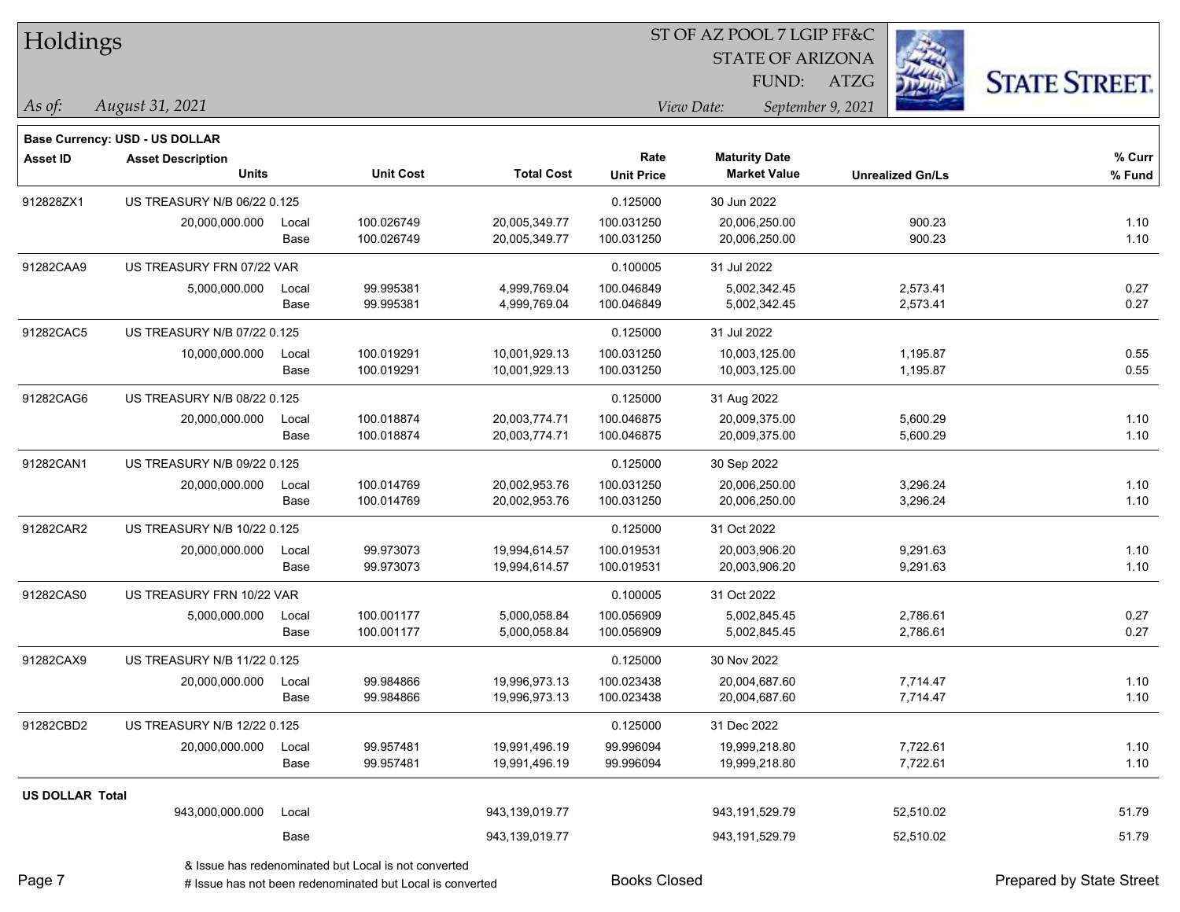# Holdings

ST OF AZ POOL 7 LGIP FF&C
STATE OF ARIZONA
FUND: ATZG

*As of: August 31, 2021*

*View Date: September 9, 2021*

**Base Currency: USD - US DOLLAR**

| Asset ID | Asset Description / Units | | Unit Cost | Total Cost | Rate / Unit Price | Maturity Date / Market Value | Unrealized Gn/Ls | % Curr / % Fund |
|---|---|---|---|---|---|---|---|---|
| 912828ZX1 | US TREASURY N/B 06/22 0.125 | | | | 0.125000 | 30 Jun 2022 | | |
| | 20,000,000.000 | Local | 100.026749 | 20,005,349.77 | 100.031250 | 20,006,250.00 | 900.23 | 1.10 |
| | | Base | 100.026749 | 20,005,349.77 | 100.031250 | 20,006,250.00 | 900.23 | 1.10 |
| 91282CAA9 | US TREASURY FRN 07/22 VAR | | | | 0.100005 | 31 Jul 2022 | | |
| | 5,000,000.000 | Local | 99.995381 | 4,999,769.04 | 100.046849 | 5,002,342.45 | 2,573.41 | 0.27 |
| | | Base | 99.995381 | 4,999,769.04 | 100.046849 | 5,002,342.45 | 2,573.41 | 0.27 |
| 91282CAC5 | US TREASURY N/B 07/22 0.125 | | | | 0.125000 | 31 Jul 2022 | | |
| | 10,000,000.000 | Local | 100.019291 | 10,001,929.13 | 100.031250 | 10,003,125.00 | 1,195.87 | 0.55 |
| | | Base | 100.019291 | 10,001,929.13 | 100.031250 | 10,003,125.00 | 1,195.87 | 0.55 |
| 91282CAG6 | US TREASURY N/B 08/22 0.125 | | | | 0.125000 | 31 Aug 2022 | | |
| | 20,000,000.000 | Local | 100.018874 | 20,003,774.71 | 100.046875 | 20,009,375.00 | 5,600.29 | 1.10 |
| | | Base | 100.018874 | 20,003,774.71 | 100.046875 | 20,009,375.00 | 5,600.29 | 1.10 |
| 91282CAN1 | US TREASURY N/B 09/22 0.125 | | | | 0.125000 | 30 Sep 2022 | | |
| | 20,000,000.000 | Local | 100.014769 | 20,002,953.76 | 100.031250 | 20,006,250.00 | 3,296.24 | 1.10 |
| | | Base | 100.014769 | 20,002,953.76 | 100.031250 | 20,006,250.00 | 3,296.24 | 1.10 |
| 91282CAR2 | US TREASURY N/B 10/22 0.125 | | | | 0.125000 | 31 Oct 2022 | | |
| | 20,000,000.000 | Local | 99.973073 | 19,994,614.57 | 100.019531 | 20,003,906.20 | 9,291.63 | 1.10 |
| | | Base | 99.973073 | 19,994,614.57 | 100.019531 | 20,003,906.20 | 9,291.63 | 1.10 |
| 91282CAS0 | US TREASURY FRN 10/22 VAR | | | | 0.100005 | 31 Oct 2022 | | |
| | 5,000,000.000 | Local | 100.001177 | 5,000,058.84 | 100.056909 | 5,002,845.45 | 2,786.61 | 0.27 |
| | | Base | 100.001177 | 5,000,058.84 | 100.056909 | 5,002,845.45 | 2,786.61 | 0.27 |
| 91282CAX9 | US TREASURY N/B 11/22 0.125 | | | | 0.125000 | 30 Nov 2022 | | |
| | 20,000,000.000 | Local | 99.984866 | 19,996,973.13 | 100.023438 | 20,004,687.60 | 7,714.47 | 1.10 |
| | | Base | 99.984866 | 19,996,973.13 | 100.023438 | 20,004,687.60 | 7,714.47 | 1.10 |
| 91282CBD2 | US TREASURY N/B 12/22 0.125 | | | | 0.125000 | 31 Dec 2022 | | |
| | 20,000,000.000 | Local | 99.957481 | 19,991,496.19 | 99.996094 | 19,999,218.80 | 7,722.61 | 1.10 |
| | | Base | 99.957481 | 19,991,496.19 | 99.996094 | 19,999,218.80 | 7,722.61 | 1.10 |
| **US DOLLAR Total** | | | | | | | | |
| | 943,000,000.000 | Local | | 943,139,019.77 | | 943,191,529.79 | 52,510.02 | 51.79 |
| | | Base | | 943,139,019.77 | | 943,191,529.79 | 52,510.02 | 51.79 |

& Issue has redenominated but Local is not converted

# Issue has not been redenominated but Local is converted

Books Closed

Prepared by State Street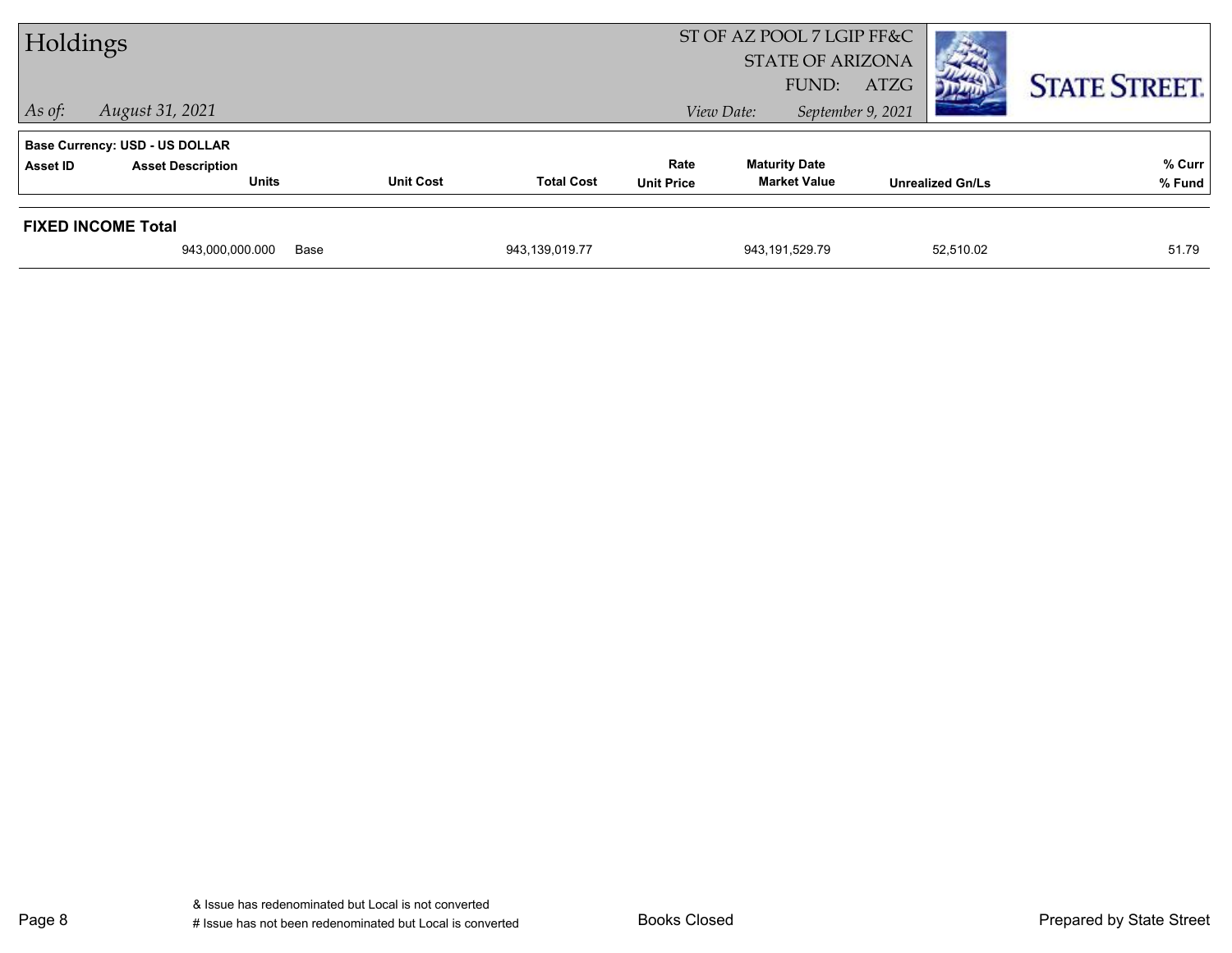# Holdings

ST OF AZ POOL 7 LGIP FF&C
STATE OF ARIZONA
FUND: ATZG

*As of:* *August 31, 2021*

*View Date:* *September 9, 2021*

**Base Currency: USD - US DOLLAR**

| Asset ID | Asset Description / Units | | Unit Cost | Total Cost | Rate / Unit Price | Maturity Date / Market Value | Unrealized Gn/Ls | % Curr / % Fund |
|---|---|---|---|---|---|---|---|---|
| **FIXED INCOME Total** | | | | | | | | |
| | 943,000,000.000 | Base | | 943,139,019.77 | | 943,191,529.79 | 52,510.02 | 51.79 |

& Issue has redenominated but Local is not converted
# Issue has not been redenominated but Local is converted

Books Closed

Prepared by State Street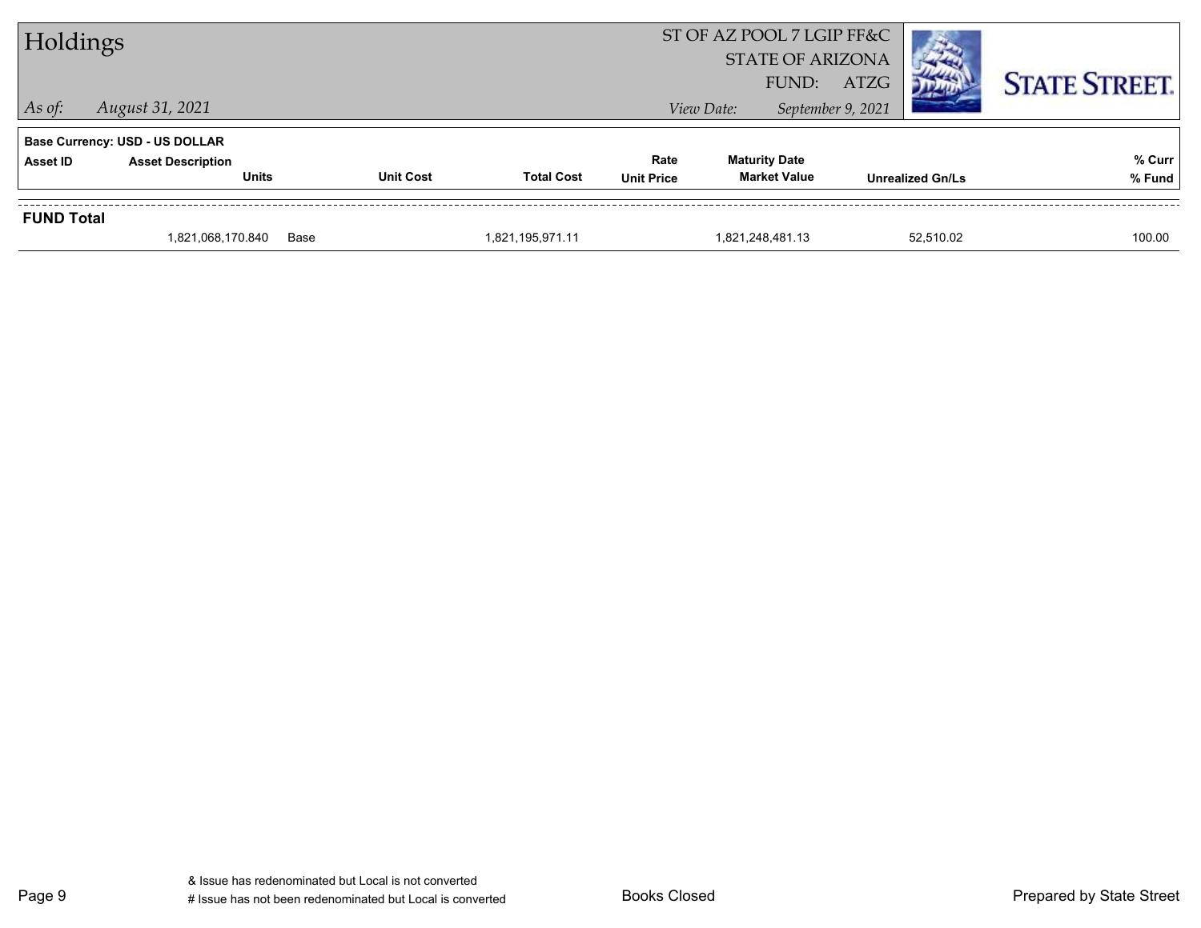# Holdings

*As of:* *August 31, 2021*

ST OF AZ POOL 7 LGIP FF&C
STATE OF ARIZONA
FUND: ATZG

*View Date:* *September 9, 2021*

**Base Currency: USD - US DOLLAR**

| Asset ID | Asset Description / Units | Unit Cost | Total Cost | Rate / Unit Price | Maturity Date / Market Value | Unrealized Gn/Ls | % Curr / % Fund |
|---|---|---|---|---|---|---|---|
| **FUND Total** | | | | | | | |
| | 1,821,068,170.840 | Base | 1,821,195,971.11 | | 1,821,248,481.13 | 52,510.02 | 100.00 |

& Issue has redenominated but Local is not converted
# Issue has not been redenominated but Local is converted

Books Closed

Prepared by State Street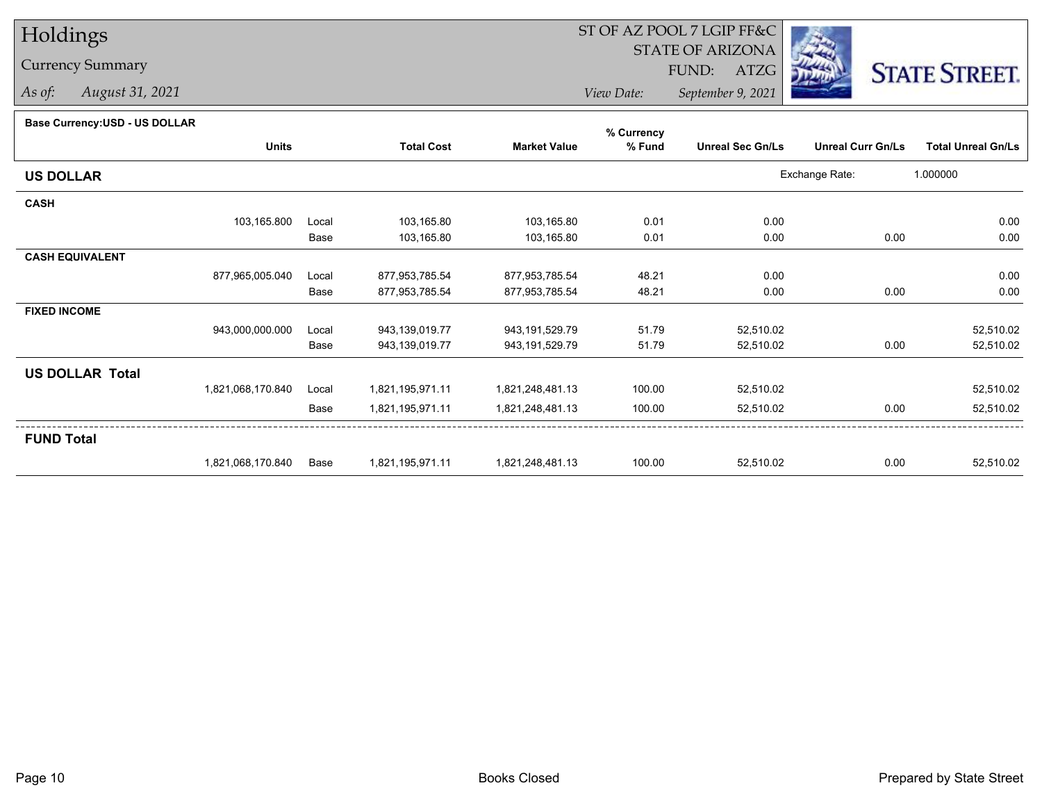# Holdings

## Currency Summary

*As of:* *August 31, 2021*

ST OF AZ POOL 7 LGIP FF&C
STATE OF ARIZONA
FUND: ATZG

*View Date:* *September 9, 2021*

STATE STREET.

**Base Currency:USD - US DOLLAR**

| | Units | | Total Cost | Market Value | % Currency % Fund | Unreal Sec Gn/Ls | Unreal Curr Gn/Ls | Total Unreal Gn/Ls |
|---|---|---|---|---|---|---|---|---|
| **US DOLLAR** | | | | | | Exchange Rate: | | 1.000000 |
| **CASH** | | | | | | | | |
| | 103,165.800 | Local | 103,165.80 | 103,165.80 | 0.01 | 0.00 | | 0.00 |
| | | Base | 103,165.80 | 103,165.80 | 0.01 | 0.00 | 0.00 | 0.00 |
| **CASH EQUIVALENT** | | | | | | | | |
| | 877,965,005.040 | Local | 877,953,785.54 | 877,953,785.54 | 48.21 | 0.00 | | 0.00 |
| | | Base | 877,953,785.54 | 877,953,785.54 | 48.21 | 0.00 | 0.00 | 0.00 |
| **FIXED INCOME** | | | | | | | | |
| | 943,000,000.000 | Local | 943,139,019.77 | 943,191,529.79 | 51.79 | 52,510.02 | | 52,510.02 |
| | | Base | 943,139,019.77 | 943,191,529.79 | 51.79 | 52,510.02 | 0.00 | 52,510.02 |
| **US DOLLAR Total** | | | | | | | | |
| | 1,821,068,170.840 | Local | 1,821,195,971.11 | 1,821,248,481.13 | 100.00 | 52,510.02 | | 52,510.02 |
| | | Base | 1,821,195,971.11 | 1,821,248,481.13 | 100.00 | 52,510.02 | 0.00 | 52,510.02 |
| **FUND Total** | | | | | | | | |
| | 1,821,068,170.840 | Base | 1,821,195,971.11 | 1,821,248,481.13 | 100.00 | 52,510.02 | 0.00 | 52,510.02 |

Books Closed

Prepared by State Street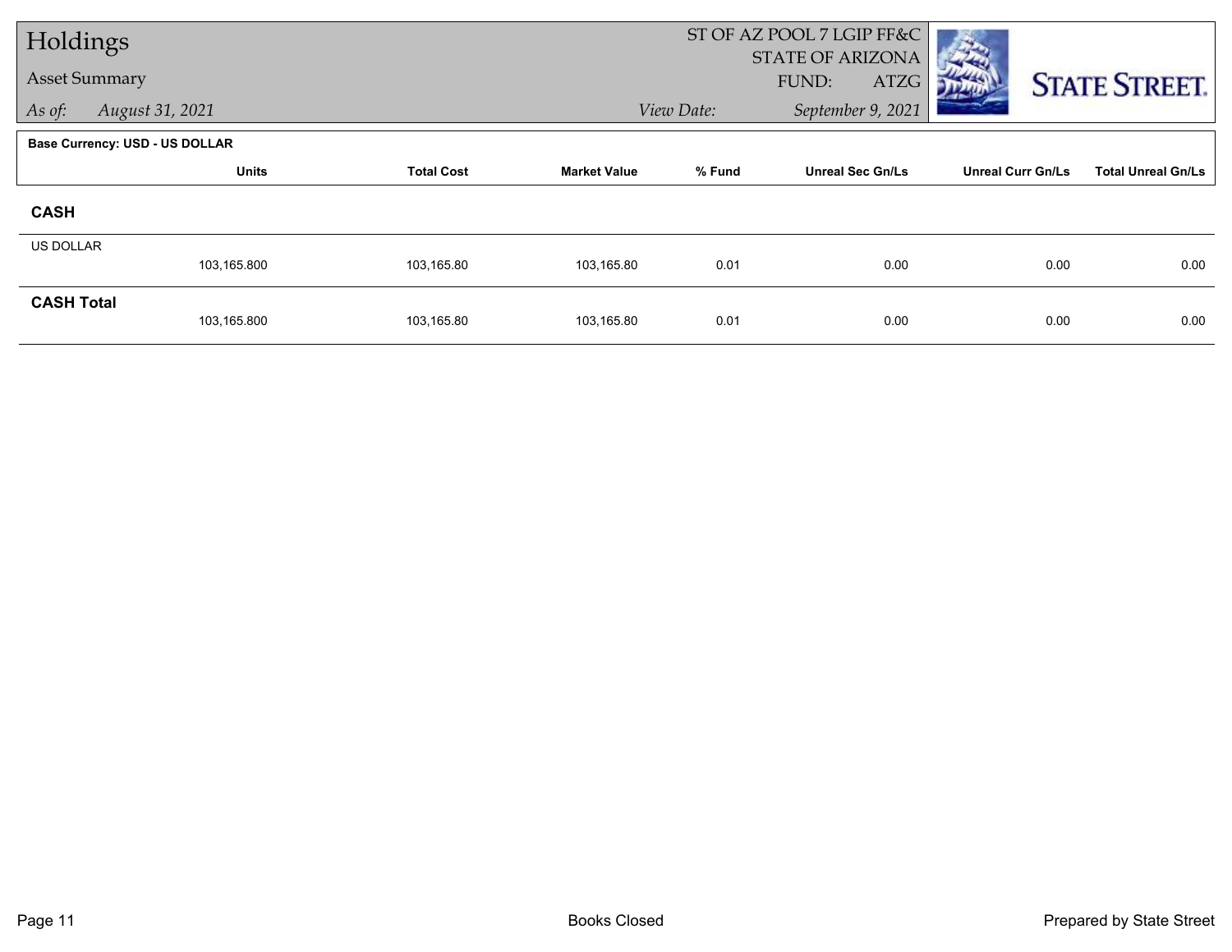# Holdings

## Asset Summary

*As of:* *August 31, 2021*

ST OF AZ POOL 7 LGIP FF&C
STATE OF ARIZONA
FUND: ATZG

*View Date:* *September 9, 2021*

STATE STREET.

**Base Currency: USD - US DOLLAR**

| | Units | Total Cost | Market Value | % Fund | Unreal Sec Gn/Ls | Unreal Curr Gn/Ls | Total Unreal Gn/Ls |
|---|---|---|---|---|---|---|---|
| **CASH** | | | | | | | |
| US DOLLAR | | | | | | | |
| | 103,165.800 | 103,165.80 | 103,165.80 | 0.01 | 0.00 | 0.00 | 0.00 |
| **CASH Total** | | | | | | | |
| | 103,165.800 | 103,165.80 | 103,165.80 | 0.01 | 0.00 | 0.00 | 0.00 |

Books Closed

Prepared by State Street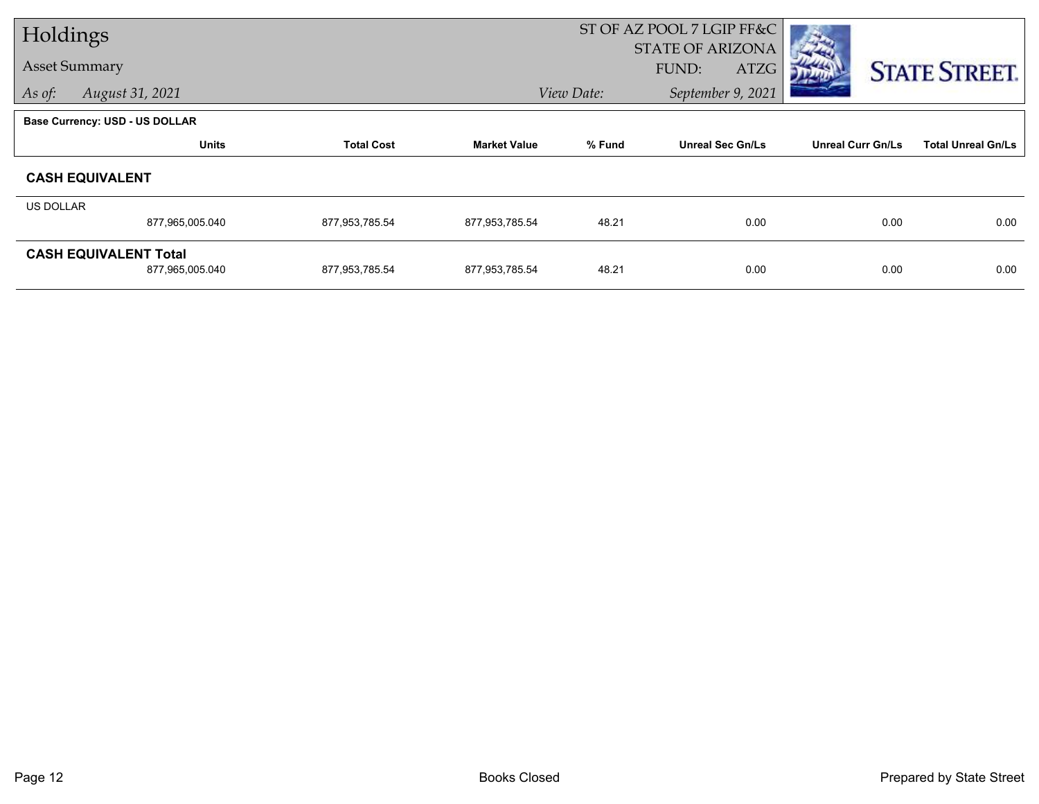# Holdings

**Asset Summary**

*As of: August 31, 2021*

ST OF AZ POOL 7 LGIP FF&C
STATE OF ARIZONA
FUND: ATZG

*View Date: September 9, 2021*

**Base Currency: USD - US DOLLAR**

| | Units | Total Cost | Market Value | % Fund | Unreal Sec Gn/Ls | Unreal Curr Gn/Ls | Total Unreal Gn/Ls |
|---|---|---|---|---|---|---|---|
| **CASH EQUIVALENT** | | | | | | | |
| US DOLLAR | 877,965,005.040 | 877,953,785.54 | 877,953,785.54 | 48.21 | 0.00 | 0.00 | 0.00 |
| **CASH EQUIVALENT Total** | 877,965,005.040 | 877,953,785.54 | 877,953,785.54 | 48.21 | 0.00 | 0.00 | 0.00 |

Books Closed

Prepared by State Street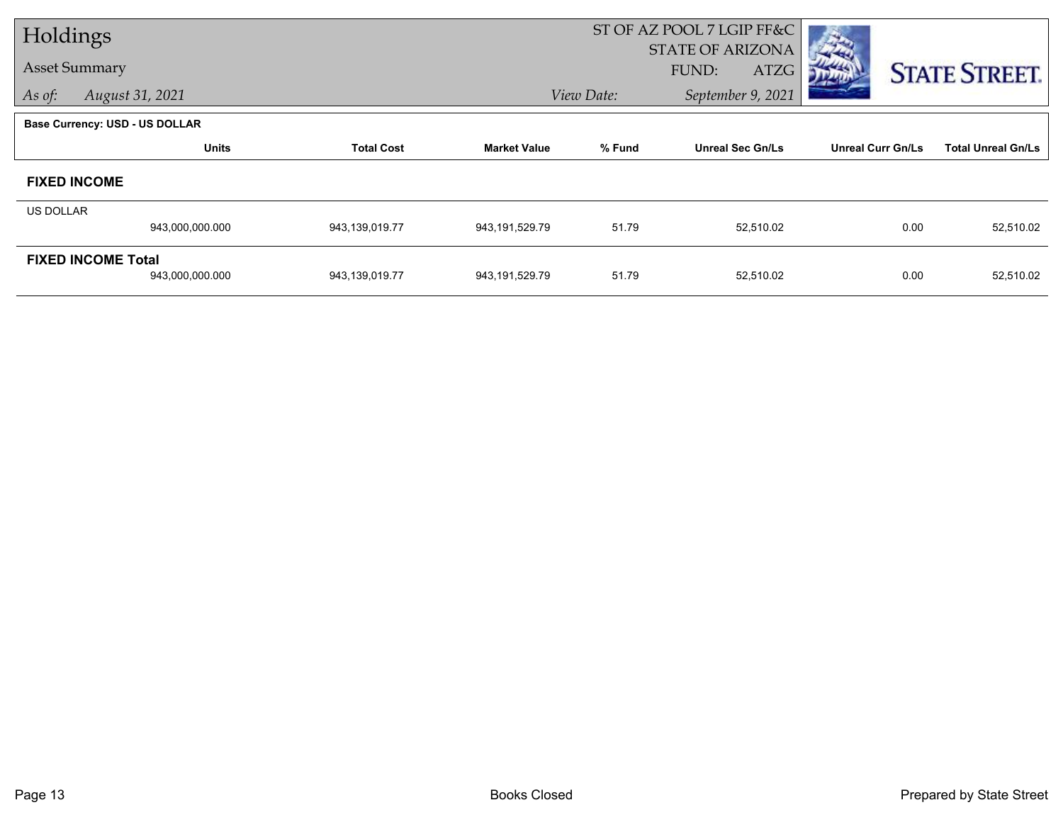# Holdings

## Asset Summary

*As of:* *August 31, 2021*

ST OF AZ POOL 7 LGIP FF&C
STATE OF ARIZONA
FUND: ATZG

*View Date:* *September 9, 2021*

STATE STREET.

**Base Currency: USD - US DOLLAR**

| | Units | Total Cost | Market Value | % Fund | Unreal Sec Gn/Ls | Unreal Curr Gn/Ls | Total Unreal Gn/Ls |
|---|---|---|---|---|---|---|---|
| **FIXED INCOME** | | | | | | | |
| US DOLLAR | 943,000,000.000 | 943,139,019.77 | 943,191,529.79 | 51.79 | 52,510.02 | 0.00 | 52,510.02 |
| **FIXED INCOME Total** | 943,000,000.000 | 943,139,019.77 | 943,191,529.79 | 51.79 | 52,510.02 | 0.00 | 52,510.02 |

Books Closed

Prepared by State Street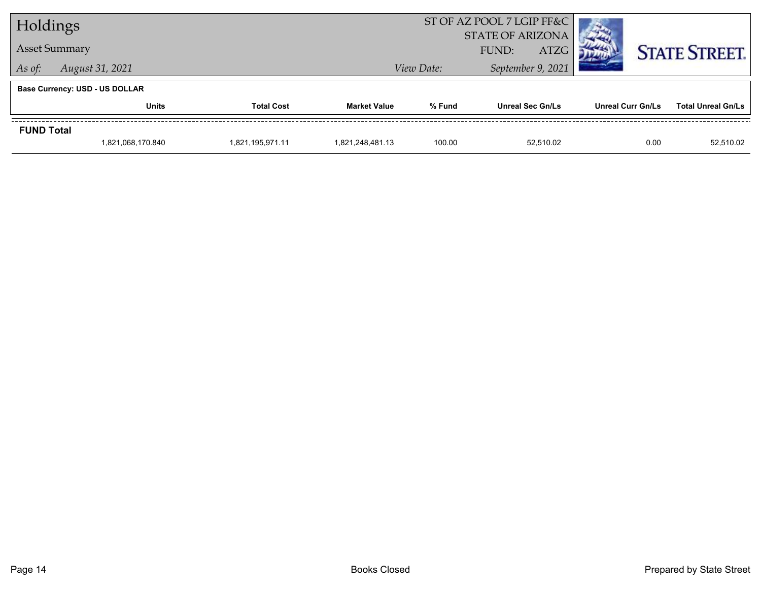# Holdings

## Asset Summary

*As of:* *August 31, 2021*

ST OF AZ POOL 7 LGIP FF&C
STATE OF ARIZONA
FUND: ATZG

*View Date:* *September 9, 2021*

STATE STREET.

**Base Currency: USD - US DOLLAR**

| | Units | Total Cost | Market Value | % Fund | Unreal Sec Gn/Ls | Unreal Curr Gn/Ls | Total Unreal Gn/Ls |
|---|---|---|---|---|---|---|---|
| **FUND Total** | | | | | | | |
| | 1,821,068,170.840 | 1,821,195,971.11 | 1,821,248,481.13 | 100.00 | 52,510.02 | 0.00 | 52,510.02 |

Books Closed

Prepared by State Street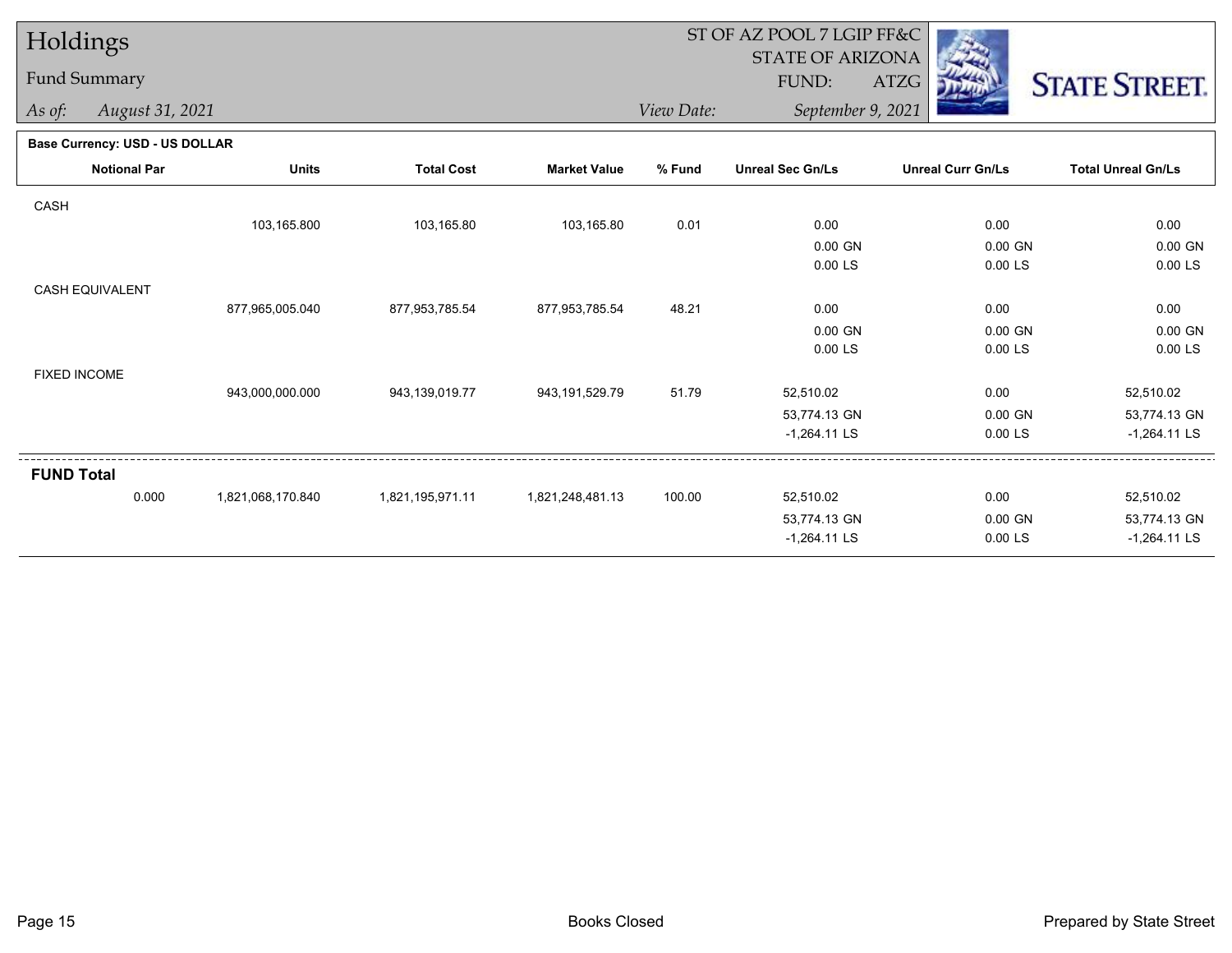# Holdings

## Fund Summary

*As of:* *August 31, 2021*

ST OF AZ POOL 7 LGIP FF&C
STATE OF ARIZONA
FUND: ATZG

*View Date:* *September 9, 2021*

STATE STREET.

**Base Currency: USD - US DOLLAR**

| Notional Par | Units | Total Cost | Market Value | % Fund | Unreal Sec Gn/Ls | Unreal Curr Gn/Ls | Total Unreal Gn/Ls |
|---|---|---|---|---|---|---|---|
| CASH | | | | | | | |
| | 103,165.800 | 103,165.80 | 103,165.80 | 0.01 | 0.00 | 0.00 | 0.00 |
| | | | | | 0.00 GN | 0.00 GN | 0.00 GN |
| | | | | | 0.00 LS | 0.00 LS | 0.00 LS |
| CASH EQUIVALENT | | | | | | | |
| | 877,965,005.040 | 877,953,785.54 | 877,953,785.54 | 48.21 | 0.00 | 0.00 | 0.00 |
| | | | | | 0.00 GN | 0.00 GN | 0.00 GN |
| | | | | | 0.00 LS | 0.00 LS | 0.00 LS |
| FIXED INCOME | | | | | | | |
| | 943,000,000.000 | 943,139,019.77 | 943,191,529.79 | 51.79 | 52,510.02 | 0.00 | 52,510.02 |
| | | | | | 53,774.13 GN | 0.00 GN | 53,774.13 GN |
| | | | | | -1,264.11 LS | 0.00 LS | -1,264.11 LS |
| **FUND Total** | | | | | | | |
| 0.000 | 1,821,068,170.840 | 1,821,195,971.11 | 1,821,248,481.13 | 100.00 | 52,510.02 | 0.00 | 52,510.02 |
| | | | | | 53,774.13 GN | 0.00 GN | 53,774.13 GN |
| | | | | | -1,264.11 LS | 0.00 LS | -1,264.11 LS |

Books Closed

Prepared by State Street